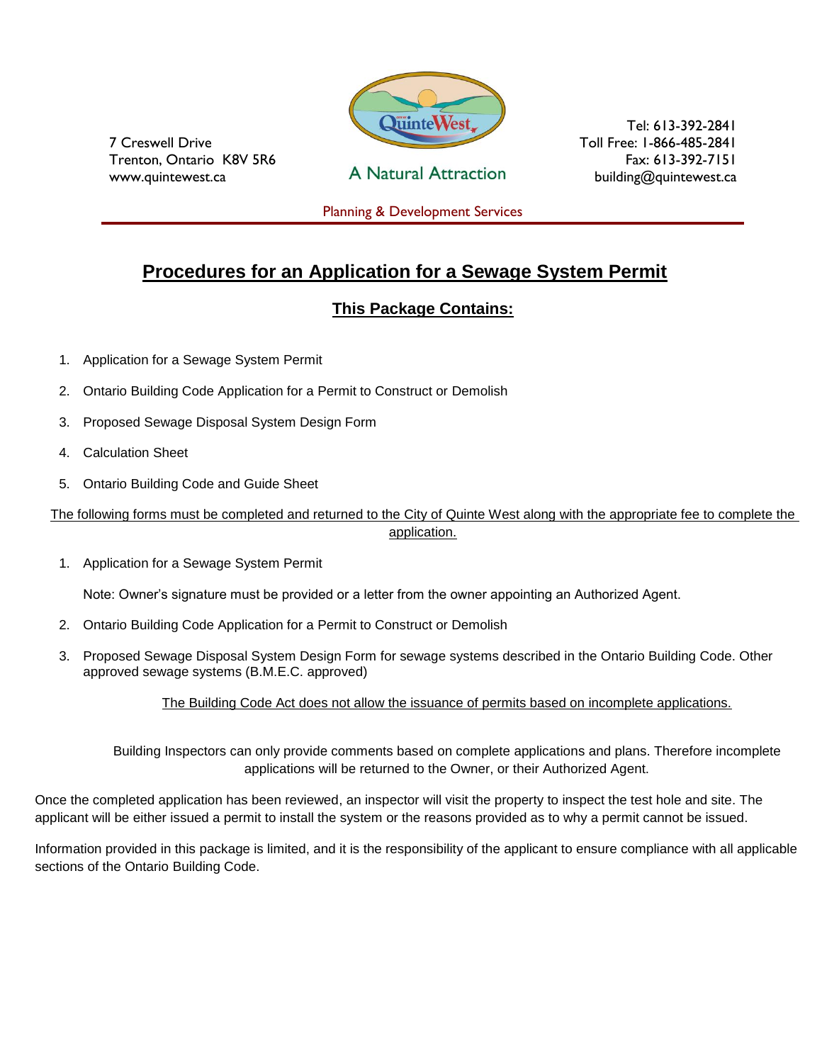7 Creswell Drive
Trenton, Ontario K8V 5R6
www.quintewest.ca

A Natural Attraction

Tel: 613-392-2841
Toll Free: 1-866-485-2841
Fax: 613-392-7151
building@quintewest.ca

Planning & Development Services

# Procedures for an Application for a Sewage System Permit

## This Package Contains:

1. Application for a Sewage System Permit
2. Ontario Building Code Application for a Permit to Construct or Demolish
3. Proposed Sewage Disposal System Design Form
4. Calculation Sheet
5. Ontario Building Code and Guide Sheet

The following forms must be completed and returned to the City of Quinte West along with the appropriate fee to complete the application.

1. Application for a Sewage System Permit

   Note: Owner's signature must be provided or a letter from the owner appointing an Authorized Agent.

2. Ontario Building Code Application for a Permit to Construct or Demolish
3. Proposed Sewage Disposal System Design Form for sewage systems described in the Ontario Building Code. Other approved sewage systems (B.M.E.C. approved)

The Building Code Act does not allow the issuance of permits based on incomplete applications.

Building Inspectors can only provide comments based on complete applications and plans. Therefore incomplete applications will be returned to the Owner, or their Authorized Agent.

Once the completed application has been reviewed, an inspector will visit the property to inspect the test hole and site. The applicant will be either issued a permit to install the system or the reasons provided as to why a permit cannot be issued.

Information provided in this package is limited, and it is the responsibility of the applicant to ensure compliance with all applicable sections of the Ontario Building Code.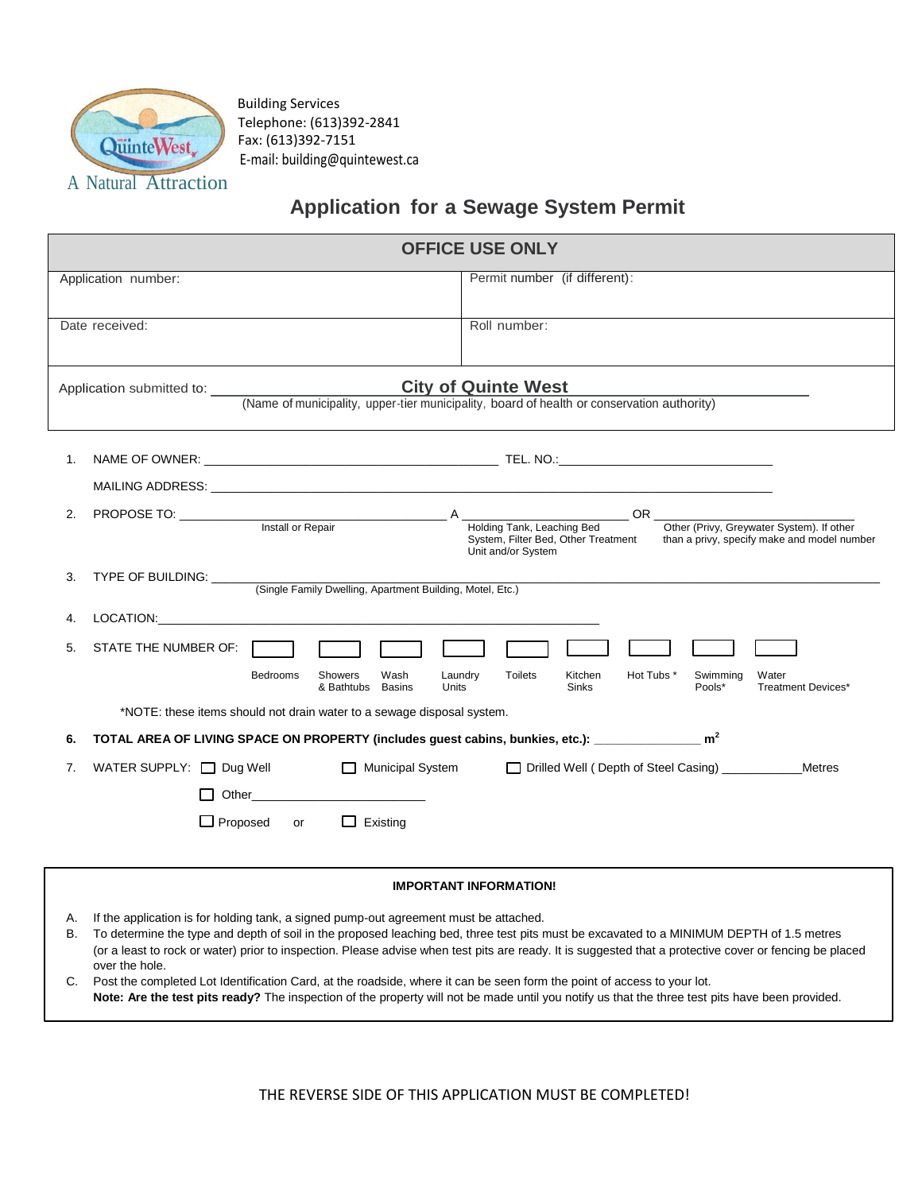Building Services
Telephone: (613)392-2841
Fax: (613)392-7151
E-mail: building@quintewest.ca

A Natural Attraction

# Application for a Sewage System Permit

| OFFICE USE ONLY | |
|---|---|
| Application number: | Permit number (if different): |
| Date received: | Roll number: |

Application submitted to: **City of Quinte West**
(Name of municipality, upper-tier municipality, board of health or conservation authority)

1. NAME OF OWNER: ______________________ TEL. NO.: ______________________

   MAILING ADDRESS: ______________________

2. PROPOSE TO: ______________________ (Install or Repair) A ______________________ (Holding Tank, Leaching Bed System, Filter Bed, Other Treatment Unit and/or System) OR ______________________ (Other (Privy, Greywater System). If other than a privy, specify make and model number)

3. TYPE OF BUILDING: ______________________
   (Single Family Dwelling, Apartment Building, Motel, Etc.)

4. LOCATION: ______________________

5. STATE THE NUMBER OF:

| Bedrooms | Showers & Bathtubs | Wash Basins | Laundry Units | Toilets | Kitchen Sinks | Hot Tubs * | Swimming Pools* | Water Treatment Devices* |
|---|---|---|---|---|---|---|---|---|
| | | | | | | | | |

   *NOTE: these items should not drain water to a sewage disposal system.

6. **TOTAL AREA OF LIVING SPACE ON PROPERTY (includes guest cabins, bunkies, etc.): ______________ $m^2$**

7. WATER SUPPLY: ☐ Dug Well ☐ Municipal System ☐ Drilled Well ( Depth of Steel Casing) ___________ Metres

   ☐ Other ______________________

   ☐ Proposed or ☐ Existing

**IMPORTANT INFORMATION!**

A. If the application is for holding tank, a signed pump-out agreement must be attached.

B. To determine the type and depth of soil in the proposed leaching bed, three test pits must be excavated to a MINIMUM DEPTH of 1.5 metres (or a least to rock or water) prior to inspection. Please advise when test pits are ready. It is suggested that a protective cover or fencing be placed over the hole.

C. Post the completed Lot Identification Card, at the roadside, where it can be seen form the point of access to your lot.
   **Note: Are the test pits ready?** The inspection of the property will not be made until you notify us that the three test pits have been provided.

THE REVERSE SIDE OF THIS APPLICATION MUST BE COMPLETED!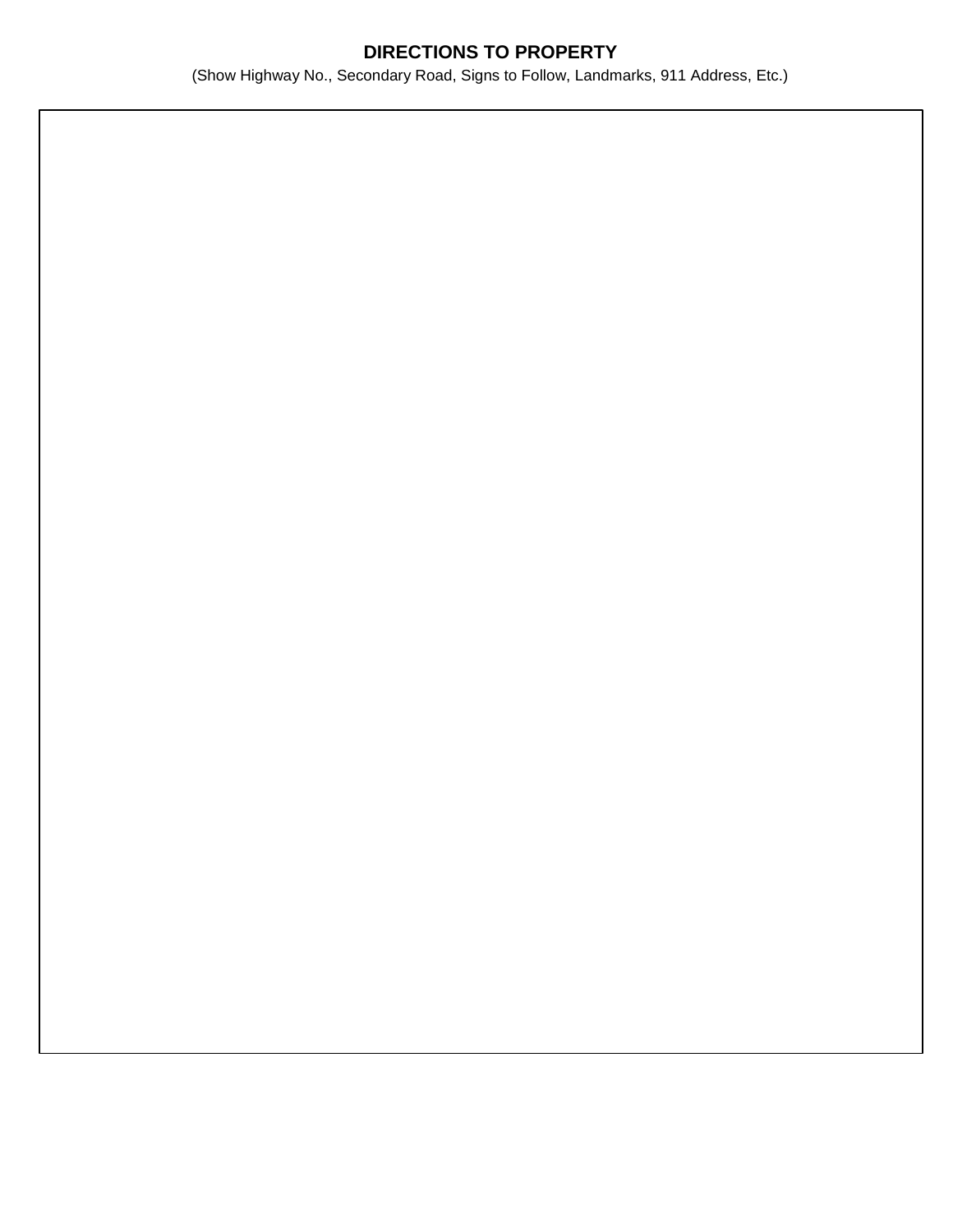**DIRECTIONS TO PROPERTY**

(Show Highway No., Secondary Road, Signs to Follow, Landmarks, 911 Address, Etc.)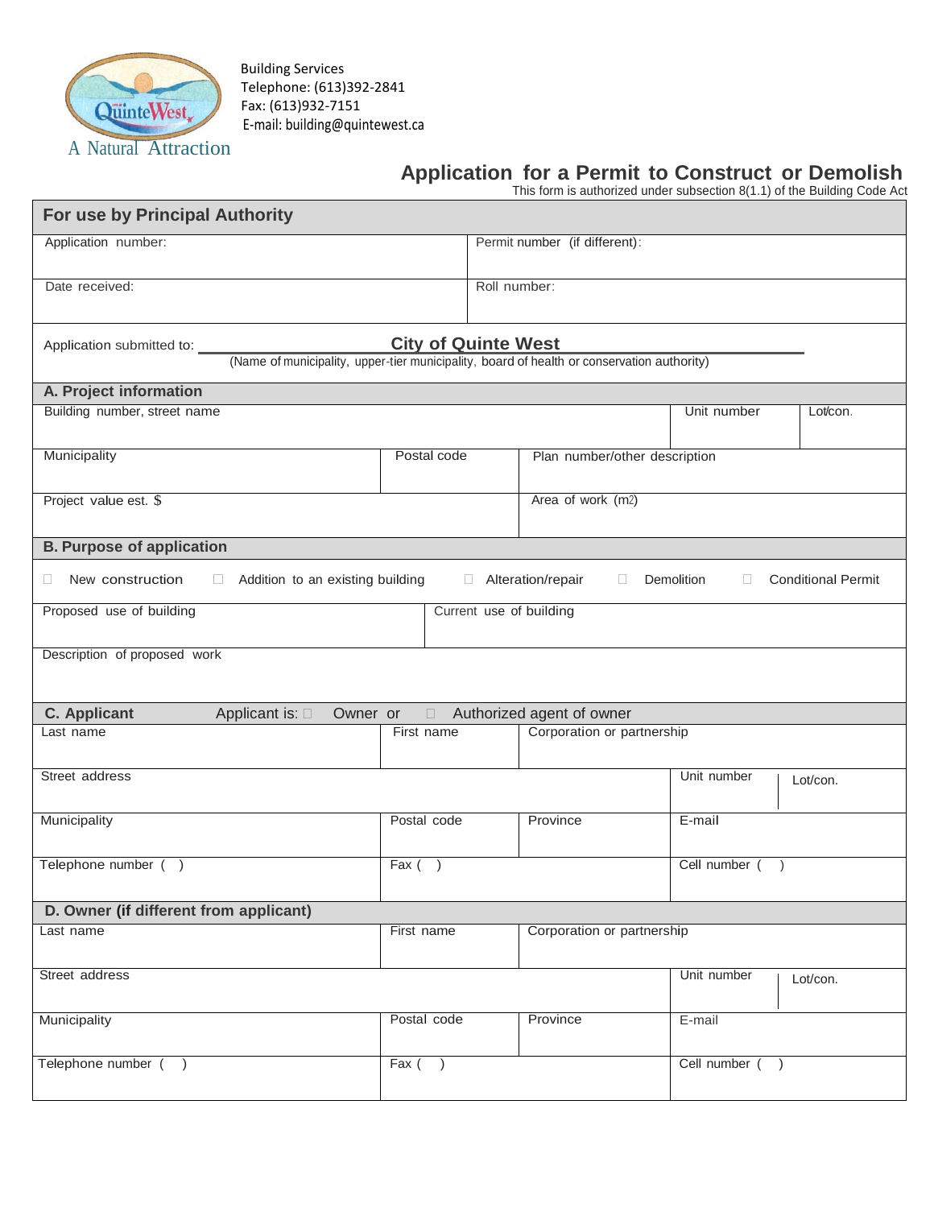Building Services
Telephone: (613)392-2841
Fax: (613)932-7151
E-mail: building@quintewest.ca

A Natural Attraction

# Application for a Permit to Construct or Demolish

This form is authorized under subsection 8(1.1) of the Building Code Act

| For use by Principal Authority | |
|---|---|
| Application number: | Permit number (if different): |
| Date received: | Roll number: |

Application submitted to: **City of Quinte West**
(Name of municipality, upper-tier municipality, board of health or conservation authority)

## A. Project information

| Building number, street name | | | Unit number | Lot/con. |
|---|---|---|---|---|
| Municipality | Postal code | Plan number/other description | | |
| Project value est. $ | | Area of work (m2) | | |

## B. Purpose of application

☐ New construction ☐ Addition to an existing building ☐ Alteration/repair ☐ Demolition ☐ Conditional Permit

| Proposed use of building | Current use of building |
|---|---|
| Description of proposed work | |

## C. Applicant

Applicant is: ☐ Owner or ☐ Authorized agent of owner

| Last name | First name | Corporation or partnership | | |
|---|---|---|---|---|
| Street address | | | Unit number | Lot/con. |
| Municipality | Postal code | Province | E-mail | |
| Telephone number ( ) | Fax ( ) | | Cell number ( ) | |

## D. Owner (if different from applicant)

| Last name | First name | Corporation or partnership | | |
|---|---|---|---|---|
| Street address | | | Unit number | Lot/con. |
| Municipality | Postal code | Province | E-mail | |
| Telephone number ( ) | Fax ( ) | | Cell number ( ) | |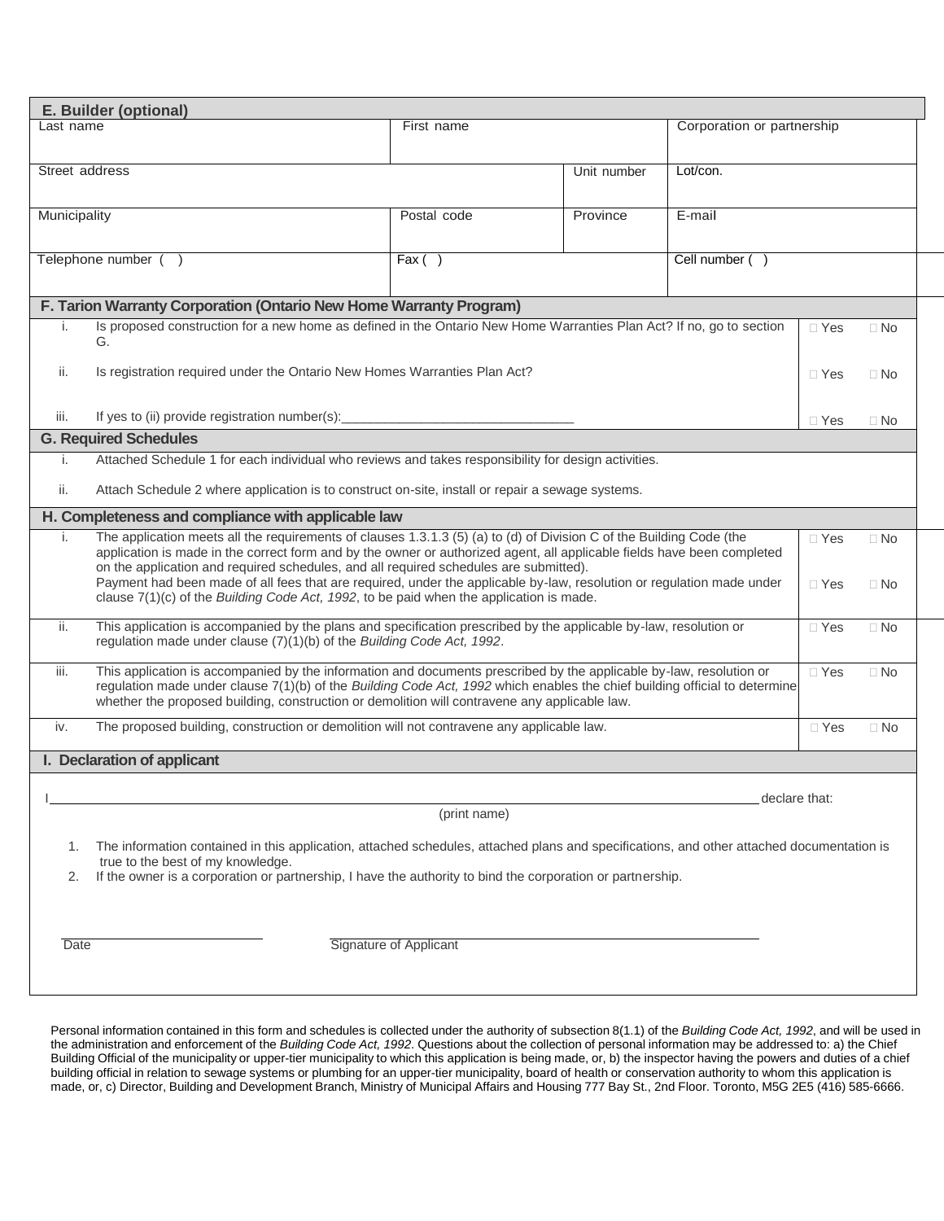| E. Builder (optional) | | | |
|---|---|---|---|
| Last name | First name | | Corporation or partnership |
| Street address | | Unit number | Lot/con. |
| Municipality | Postal code | Province | E-mail |
| Telephone number ( ) | Fax ( ) | | Cell number ( ) |

| F. Tarion Warranty Corporation (Ontario New Home Warranty Program) | | | |
|---|---|---|---|
| i. | Is proposed construction for a new home as defined in the Ontario New Home Warranties Plan Act? If no, go to section G. | ☐ Yes | ☐ No |
| ii. | Is registration required under the Ontario New Homes Warranties Plan Act? | ☐ Yes | ☐ No |
| iii. | If yes to (ii) provide registration number(s):_______________________________ | ☐ Yes | ☐ No |

| G. Required Schedules | |
|---|---|
| i. | Attached Schedule 1 for each individual who reviews and takes responsibility for design activities. |
| ii. | Attach Schedule 2 where application is to construct on-site, install or repair a sewage systems. |

| H. Completeness and compliance with applicable law | | | |
|---|---|---|---|
| i. | The application meets all the requirements of clauses 1.3.1.3 (5) (a) to (d) of Division C of the Building Code (the application is made in the correct form and by the owner or authorized agent, all applicable fields have been completed on the application and required schedules, and all required schedules are submitted). | ☐ Yes | ☐ No |
| | Payment had been made of all fees that are required, under the applicable by-law, resolution or regulation made under clause 7(1)(c) of the *Building Code Act, 1992*, to be paid when the application is made. | ☐ Yes | ☐ No |
| ii. | This application is accompanied by the plans and specification prescribed by the applicable by-law, resolution or regulation made under clause (7)(1)(b) of the *Building Code Act, 1992*. | ☐ Yes | ☐ No |
| iii. | This application is accompanied by the information and documents prescribed by the applicable by-law, resolution or regulation made under clause 7(1)(b) of the *Building Code Act, 1992* which enables the chief building official to determine whether the proposed building, construction or demolition will contravene any applicable law. | ☐ Yes | ☐ No |
| iv. | The proposed building, construction or demolition will not contravene any applicable law. | ☐ Yes | ☐ No |

**I. Declaration of applicant**

I________________________________________________________________________ declare that:

(print name)

1. The information contained in this application, attached schedules, attached plans and specifications, and other attached documentation is true to the best of my knowledge.
2. If the owner is a corporation or partnership, I have the authority to bind the corporation or partnership.

______________________ Date

__________________________________________ Signature of Applicant

Personal information contained in this form and schedules is collected under the authority of subsection 8(1.1) of the *Building Code Act, 1992*, and will be used in the administration and enforcement of the *Building Code Act, 1992*. Questions about the collection of personal information may be addressed to: a) the Chief Building Official of the municipality or upper-tier municipality to which this application is being made, or, b) the inspector having the powers and duties of a chief building official in relation to sewage systems or plumbing for an upper-tier municipality, board of health or conservation authority to whom this application is made, or, c) Director, Building and Development Branch, Ministry of Municipal Affairs and Housing 777 Bay St., 2nd Floor. Toronto, M5G 2E5 (416) 585-6666.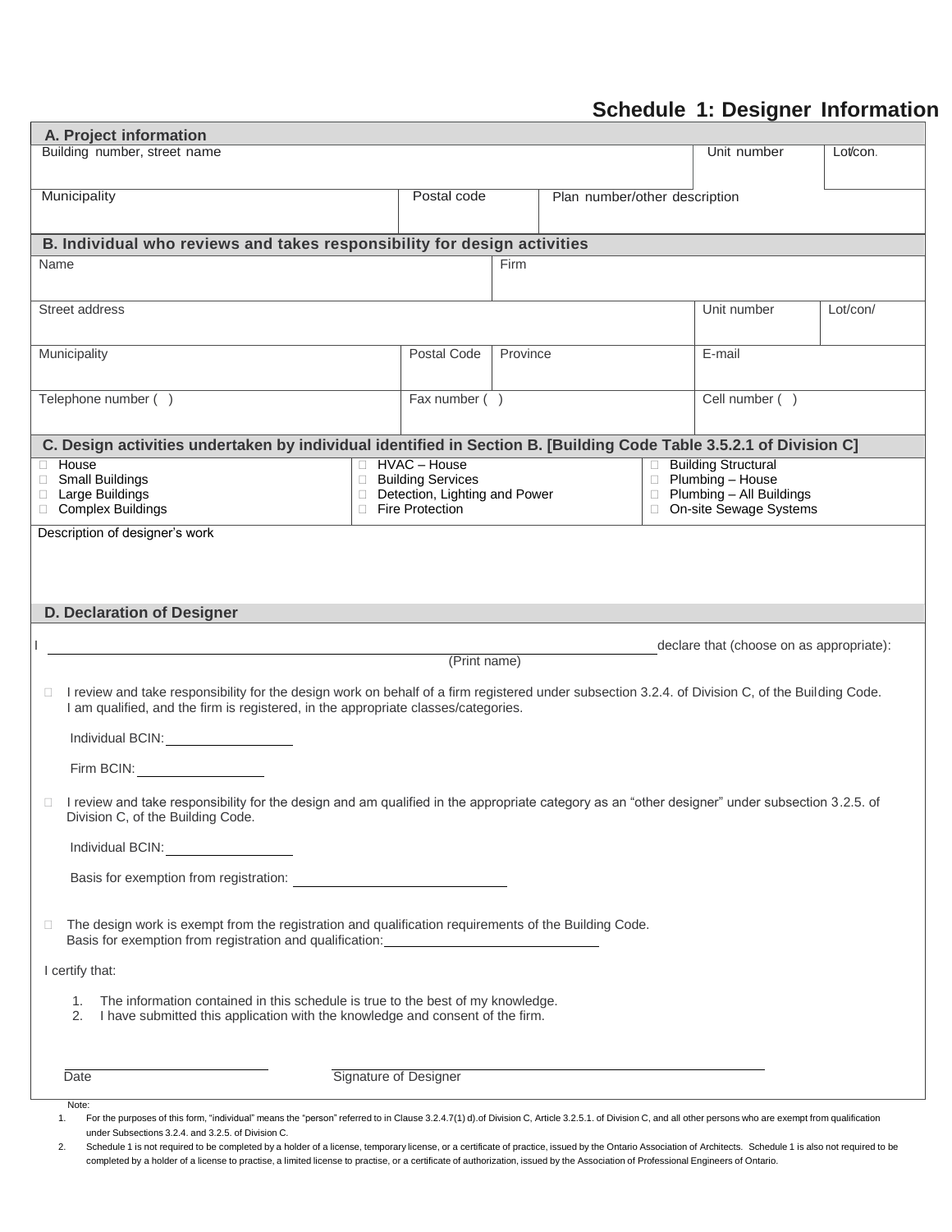# Schedule 1: Designer Information

## A. Project information

| Building number, street name | | | Unit number | Lot/con. |
|---|---|---|---|---|
| | | | | |
| Municipality | Postal code | Plan number/other description | | |
| | | | | |

## B. Individual who reviews and takes responsibility for design activities

| Name | | Firm | | |
|---|---|---|---|---|
| | | | | |
| Street address | | | Unit number | Lot/con/ |
| | | | | |
| Municipality | Postal Code | Province | E-mail | |
| | | | | |
| Telephone number ( ) | Fax number ( ) | | Cell number ( ) | |
| | | | | |

## C. Design activities undertaken by individual identified in Section B. [Building Code Table 3.5.2.1 of Division C]

| | | |
|---|---|---|
| ☐ House | ☐ HVAC – House | ☐ Building Structural |
| ☐ Small Buildings | ☐ Building Services | ☐ Plumbing – House |
| ☐ Large Buildings | ☐ Detection, Lighting and Power | ☐ Plumbing – All Buildings |
| ☐ Complex Buildings | ☐ Fire Protection | ☐ On-site Sewage Systems |

Description of designer's work

## D. Declaration of Designer

I ______________________________ declare that (choose on as appropriate):
(Print name)

☐ I review and take responsibility for the design work on behalf of a firm registered under subsection 3.2.4. of Division C, of the Building Code. I am qualified, and the firm is registered, in the appropriate classes/categories.

Individual BCIN: ______________

Firm BCIN: ______________

☐ I review and take responsibility for the design and am qualified in the appropriate category as an "other designer" under subsection 3.2.5. of Division C, of the Building Code.

Individual BCIN: ______________

Basis for exemption from registration: ______________

☐ The design work is exempt from the registration and qualification requirements of the Building Code.
Basis for exemption from registration and qualification: ______________

I certify that:

1. The information contained in this schedule is true to the best of my knowledge.
2. I have submitted this application with the knowledge and consent of the firm.

______________ Date

______________ Signature of Designer

Note:

1. For the purposes of this form, "individual" means the "person" referred to in Clause 3.2.4.7(1) d).of Division C, Article 3.2.5.1. of Division C, and all other persons who are exempt from qualification under Subsections 3.2.4. and 3.2.5. of Division C.
2. Schedule 1 is not required to be completed by a holder of a license, temporary license, or a certificate of practice, issued by the Ontario Association of Architects. Schedule 1 is also not required to be completed by a holder of a license to practise, a limited license to practise, or a certificate of authorization, issued by the Association of Professional Engineers of Ontario.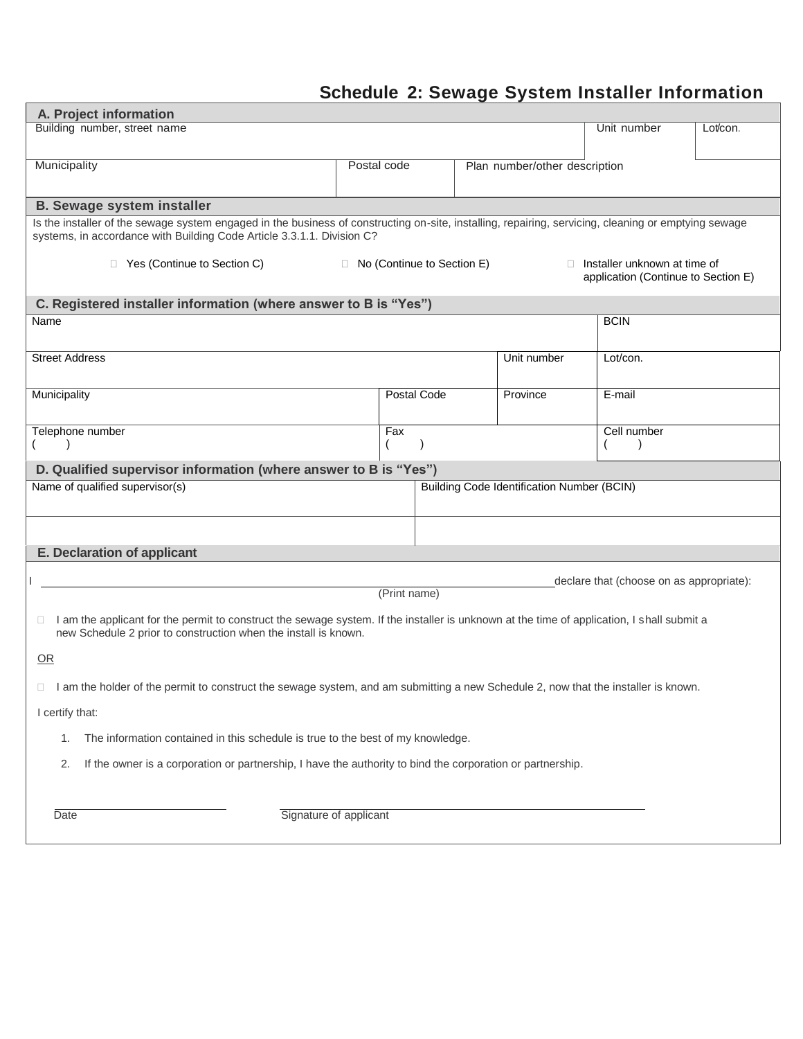# Schedule 2: Sewage System Installer Information

## A. Project information

| Building number, street name | | | Unit number | Lot/con. |
|---|---|---|---|---|
| | | | | |
| **Municipality** | **Postal code** | **Plan number/other description** | | |
| | | | | |

## B. Sewage system installer

Is the installer of the sewage system engaged in the business of constructing on-site, installing, repairing, servicing, cleaning or emptying sewage systems, in accordance with Building Code Article 3.3.1.1. Division C?

☐ Yes (Continue to Section C) ☐ No (Continue to Section E) ☐ Installer unknown at time of application (Continue to Section E)

## C. Registered installer information (where answer to B is "Yes")

| Name | | | BCIN |
|---|---|---|---|
| | | | |
| **Street Address** | | **Unit number** | **Lot/con.** |
| | | | |
| **Municipality** | **Postal Code** | **Province** | **E-mail** |
| | | | |
| **Telephone number** | **Fax** | | **Cell number** |
| ( ) | ( ) | | ( ) |

## D. Qualified supervisor information (where answer to B is "Yes")

| Name of qualified supervisor(s) | Building Code Identification Number (BCIN) |
|---|---|
| | |
| | |

## E. Declaration of applicant

I \_\_\_\_\_\_\_\_\_\_\_\_\_\_\_\_\_\_\_\_\_\_\_\_\_\_\_\_\_\_\_\_\_\_\_\_\_\_\_\_ declare that (choose on as appropriate):
(Print name)

☐ I am the applicant for the permit to construct the sewage system. If the installer is unknown at the time of application, I shall submit a new Schedule 2 prior to construction when the install is known.

OR

☐ I am the holder of the permit to construct the sewage system, and am submitting a new Schedule 2, now that the installer is known.

I certify that:

1. The information contained in this schedule is true to the best of my knowledge.
2. If the owner is a corporation or partnership, I have the authority to bind the corporation or partnership.

\_\_\_\_\_\_\_\_\_\_\_\_\_\_\_\_\_\_\_\_ \_\_\_\_\_\_\_\_\_\_\_\_\_\_\_\_\_\_\_\_\_\_\_\_\_\_\_\_\_\_\_\_\_\_\_\_
Date Signature of applicant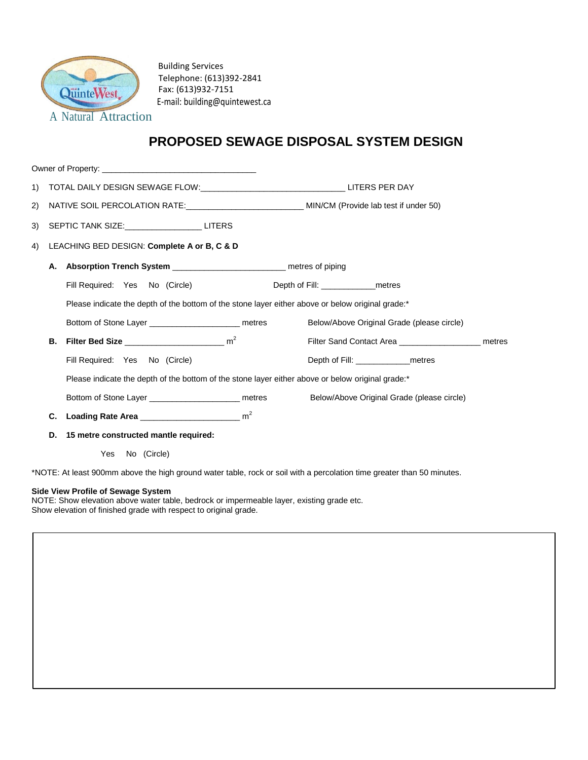Building Services
Telephone: (613)392-2841
Fax: (613)932-7151
E-mail: building@quintewest.ca

A Natural Attraction

# PROPOSED SEWAGE DISPOSAL SYSTEM DESIGN

Owner of Property: _________________________________

1) TOTAL DAILY DESIGN SEWAGE FLOW:_______________________________ LITERS PER DAY

2) NATIVE SOIL PERCOLATION RATE:_________________________ MIN/CM (Provide lab test if under 50)

3) SEPTIC TANK SIZE:________________ LITERS

4) LEACHING BED DESIGN: **Complete A or B, C & D**

**A. Absorption Trench System** ________________________ metres of piping

Fill Required: Yes No (Circle) Depth of Fill: ___________metres

Please indicate the depth of the bottom of the stone layer either above or below original grade:*

Bottom of Stone Layer ___________________ metres Below/Above Original Grade (please circle)

**B. Filter Bed Size** _____________________ $m^2$ Filter Sand Contact Area _________________ metres

Fill Required: Yes No (Circle) Depth of Fill: ___________metres

Please indicate the depth of the bottom of the stone layer either above or below original grade:*

Bottom of Stone Layer ___________________ metres Below/Above Original Grade (please circle)

**C. Loading Rate Area** _____________________ $m^2$

**D. 15 metre constructed mantle required:**

Yes No (Circle)

*NOTE: At least 900mm above the high ground water table, rock or soil with a percolation time greater than 50 minutes.

**Side View Profile of Sewage System**
NOTE: Show elevation above water table, bedrock or impermeable layer, existing grade etc.
Show elevation of finished grade with respect to original grade.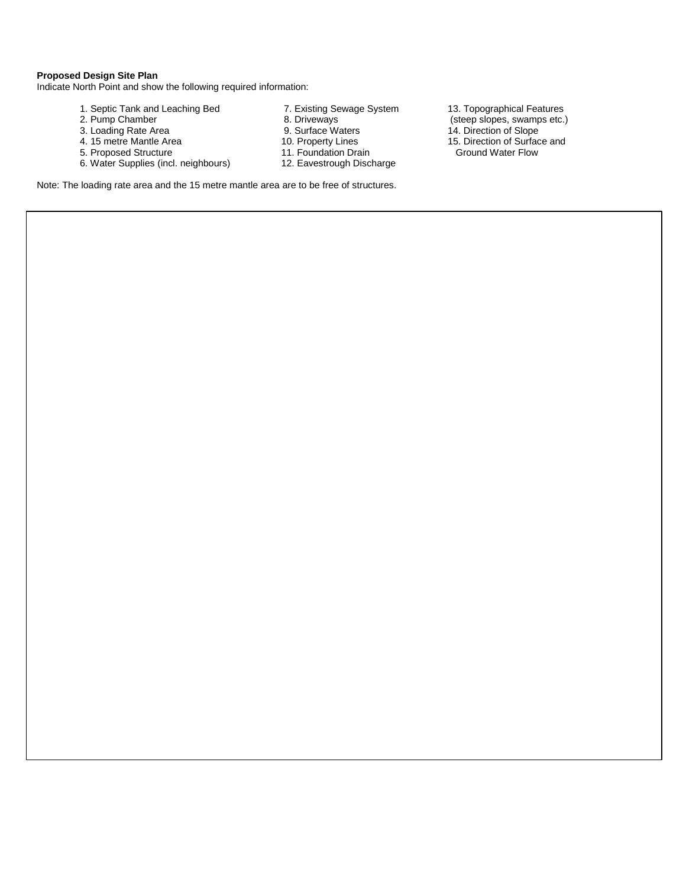**Proposed Design Site Plan**

Indicate North Point and show the following required information:

1. Septic Tank and Leaching Bed
2. Pump Chamber
3. Loading Rate Area
4. 15 metre Mantle Area
5. Proposed Structure
6. Water Supplies (incl. neighbours)
7. Existing Sewage System
8. Driveways
9. Surface Waters
10. Property Lines
11. Foundation Drain
12. Eavestrough Discharge
13. Topographical Features (steep slopes, swamps etc.)
14. Direction of Slope
15. Direction of Surface and Ground Water Flow

Note: The loading rate area and the 15 metre mantle area are to be free of structures.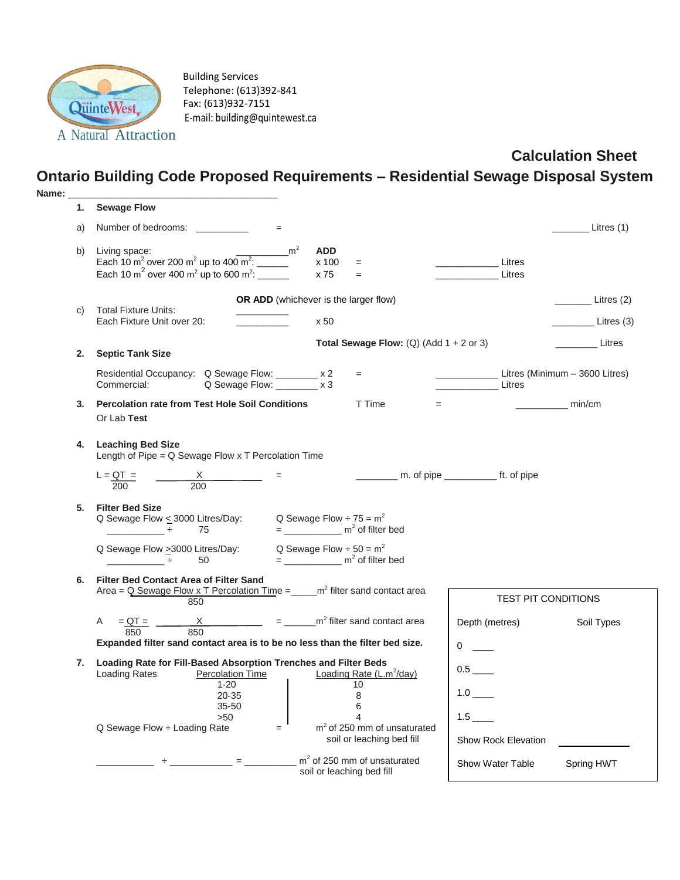Building Services
Telephone: (613)392-841
Fax: (613)932-7151
E-mail: building@quintewest.ca

A Natural Attraction

## Calculation Sheet

# Ontario Building Code Proposed Requirements – Residential Sewage Disposal System

**Name:** ________________________________________

**1. Sewage Flow**

a) Number of bedrooms: __________ = _______ Litres (1)

b) Living space: __________$m^2$ **ADD**
Each 10 $m^2$ over 200 $m^2$ up to 400 $m^2$: ______ x 100 = ____________ Litres
Each 10 $m^2$ over 400 $m^2$ up to 600 $m^2$: ______ x 75 = ____________ Litres

**OR ADD** (whichever is the larger flow) _______ Litres (2)

c) Total Fixture Units: __________
Each Fixture Unit over 20: __________ x 50 ________ Litres (3)

**Total Sewage Flow:** (Q) (Add 1 + 2 or 3) ________ Litres

**2. Septic Tank Size**

Residential Occupancy: Q Sewage Flow: ________ x 2 = ____________ Litres (Minimum – 3600 Litres)
Commercial: Q Sewage Flow: ________ x 3 ____________ Litres

**3. Percolation rate from Test Hole Soil Conditions** T Time = __________ min/cm
Or Lab **Test**

**4. Leaching Bed Size**
Length of Pipe = Q Sewage Flow x T Percolation Time

$L = \frac{QT}{200}$ = $\frac{\quad X \quad}{200}$ = ________ m. of pipe __________ ft. of pipe

**5. Filter Bed Size**
Q Sewage Flow ≤ 3000 Litres/Day: Q Sewage Flow ÷ 75 = $m^2$
___________ ÷ 75 = ___________ $m^2$ of filter bed

Q Sewage Flow ≥3000 Litres/Day: Q Sewage Flow ÷ 50 = $m^2$
___________ ÷ 50 = ___________ $m^2$ of filter bed

**6. Filter Bed Contact Area of Filter Sand**
Area = $\frac{\text{Q Sewage Flow x T Percolation Time}}{850}$ = _____$m^2$ filter sand contact area

A = $\frac{QT}{850}$ = $\frac{\quad X \quad}{850}$ = ______$m^2$ filter sand contact area

**Expanded filter sand contact area is to be no less than the filter bed size.**

**7. Loading Rate for Fill-Based Absorption Trenches and Filter Beds**

| Loading Rates | Percolation Time | Loading Rate (L.$m^2$/day) |
|---|---|---|
| | 1-20 | 10 |
| | 20-35 | 8 |
| | 35-50 | 6 |
| | >50 | 4 |

Q Sewage Flow ÷ Loading Rate = $m^2$ of 250 mm of unsaturated soil or leaching bed fill

___________ ÷ ____________ = __________ $m^2$ of 250 mm of unsaturated soil or leaching bed fill

| TEST PIT CONDITIONS | |
|---|---|
| Depth (metres) | Soil Types |
| 0 ____ | |
| 0.5 ____ | |
| 1.0 ____ | |
| 1.5 ____ | |
| Show Rock Elevation | ____________ |
| Show Water Table | Spring HWT |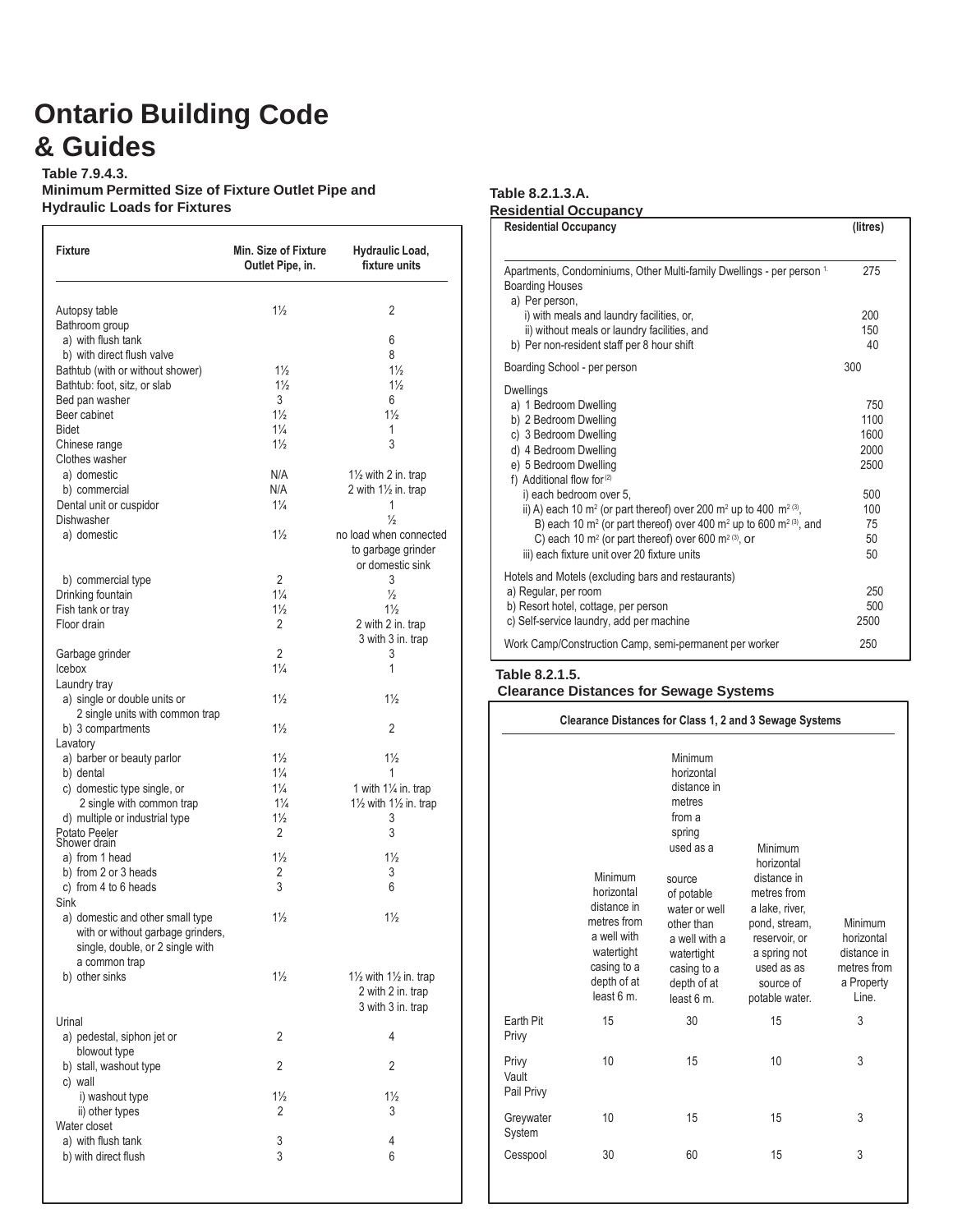# Ontario Building Code & Guides

**Table 7.9.4.3.**
**Minimum Permitted Size of Fixture Outlet Pipe and Hydraulic Loads for Fixtures**

| Fixture | Min. Size of Fixture Outlet Pipe, in. | Hydraulic Load, fixture units |
|---|---|---|
| Autopsy table | 1½ | 2 |
| Bathroom group | | |
| a) with flush tank | | 6 |
| b) with direct flush valve | | 8 |
| Bathtub (with or without shower) | 1½ | 1½ |
| Bathtub: foot, sitz, or slab | 1½ | 1½ |
| Bed pan washer | 3 | 6 |
| Beer cabinet | 1½ | 1½ |
| Bidet | 1¼ | 1 |
| Chinese range | 1½ | 3 |
| Clothes washer | | |
| a) domestic | N/A | 1½ with 2 in. trap |
| b) commercial | N/A | 2 with 1½ in. trap |
| Dental unit or cuspidor | 1¼ | 1 |
| Dishwasher | | ½ |
| a) domestic | 1½ | no load when connected to garbage grinder or domestic sink |
| b) commercial type | 2 | 3 |
| Drinking fountain | 1¼ | ½ |
| Fish tank or tray | 1½ | 1½ |
| Floor drain | 2 | 2 with 2 in. trap<br>3 with 3 in. trap |
| Garbage grinder | 2 | 3 |
| Icebox | 1¼ | 1 |
| Laundry tray | | |
| a) single or double units or 2 single units with common trap | 1½ | 1½ |
| b) 3 compartments | 1½ | 2 |
| Lavatory | | |
| a) barber or beauty parlor | 1½ | 1½ |
| b) dental | 1¼ | 1 |
| c) domestic type single, or | 1¼ | 1 with 1¼ in. trap |
| 2 single with common trap | 1¼ | 1½ with 1½ in. trap |
| d) multiple or industrial type | 1½ | 3 |
| Potato Peeler | 2 | 3 |
| Shower drain | | |
| a) from 1 head | 1½ | 1½ |
| b) from 2 or 3 heads | 2 | 3 |
| c) from 4 to 6 heads | 3 | 6 |
| Sink | | |
| a) domestic and other small type with or without garbage grinders, single, double, or 2 single with a common trap | 1½ | 1½ |
| b) other sinks | 1½ | 1½ with 1½ in. trap<br>2 with 2 in. trap<br>3 with 3 in. trap |
| Urinal | | |
| a) pedestal, siphon jet or blowout type | 2 | 4 |
| b) stall, washout type | 2 | 2 |
| c) wall | | |
| i) washout type | 1½ | 1½ |
| ii) other types | 2 | 3 |
| Water closet | | |
| a) with flush tank | 3 | 4 |
| b) with direct flush | 3 | 6 |

**Table 8.2.1.3.A.**
**Residential Occupancy**

| Residential Occupancy | (litres) |
|---|---|
| Apartments, Condominiums, Other Multi-family Dwellings - per person [1] | 275 |
| Boarding Houses | |
| a) Per person, | |
| i) with meals and laundry facilities, or, | 200 |
| ii) without meals or laundry facilities, and | 150 |
| b) Per non-resident staff per 8 hour shift | 40 |
| Boarding School - per person | 300 |
| Dwellings | |
| a) 1 Bedroom Dwelling | 750 |
| b) 2 Bedroom Dwelling | 1100 |
| c) 3 Bedroom Dwelling | 1600 |
| d) 4 Bedroom Dwelling | 2000 |
| e) 5 Bedroom Dwelling | 2500 |
| f) Additional flow for [2] | |
| i) each bedroom over 5, | 500 |
| ii) A) each 10 $m^2$ (or part thereof) over 200 $m^2$ up to 400 $m^2$ [3], | 100 |
| B) each 10 $m^2$ (or part thereof) over 400 $m^2$ up to 600 $m^2$ [3], and | 75 |
| C) each 10 $m^2$ (or part thereof) over 600 $m^2$ [3], or | 50 |
| iii) each fixture unit over 20 fixture units | 50 |
| Hotels and Motels (excluding bars and restaurants) | |
| a) Regular, per room | 250 |
| b) Resort hotel, cottage, per person | 500 |
| c) Self-service laundry, add per machine | 2500 |
| Work Camp/Construction Camp, semi-permanent per worker | 250 |

**Table 8.2.1.5.**
**Clearance Distances for Sewage Systems**

Clearance Distances for Class 1, 2 and 3 Sewage Systems

| | Minimum horizontal distance in metres from a well with watertight casing to a depth of at least 6 m. | Minimum horizontal distance in metres from a spring used as a source of potable water or well other than a well with a watertight casing to a depth of at least 6 m. | Minimum horizontal distance in metres from a lake, river, pond, stream, reservoir, or a spring not used as as source of potable water. | Minimum horizontal distance in metres from a Property Line. |
|---|---|---|---|---|
| Earth Pit Privy | 15 | 30 | 15 | 3 |
| Privy Vault Pail Privy | 10 | 15 | 10 | 3 |
| Greywater System | 10 | 15 | 15 | 3 |
| Cesspool | 30 | 60 | 15 | 3 |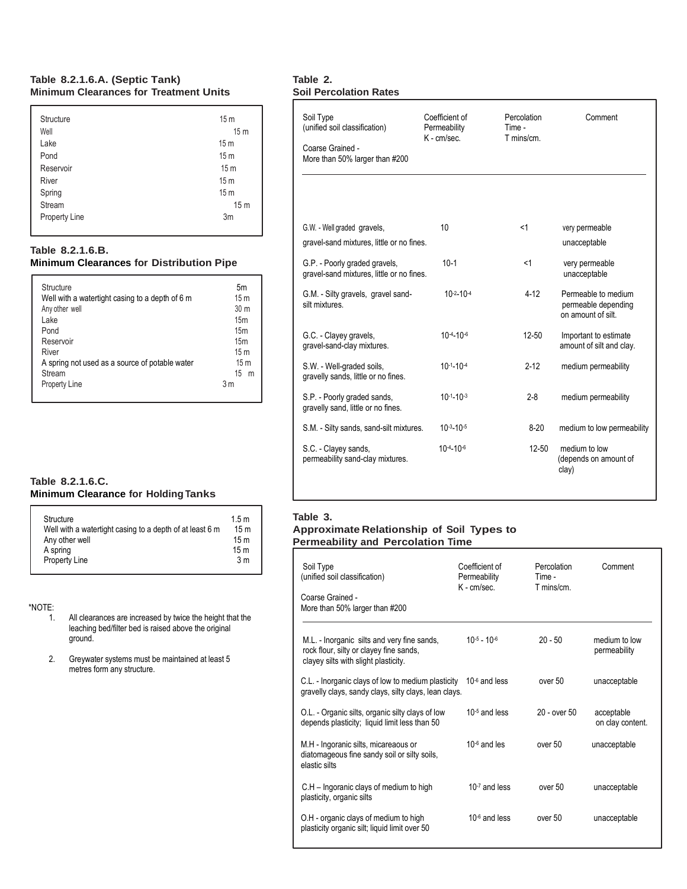**Table 8.2.1.6.A. (Septic Tank)**
**Minimum Clearances for Treatment Units**

| Structure | 15 m |
|---|---|
| Well | 15 m |
| Lake | 15 m |
| Pond | 15 m |
| Reservoir | 15 m |
| River | 15 m |
| Spring | 15 m |
| Stream | 15 m |
| Property Line | 3m |

**Table 8.2.1.6.B.**
**Minimum Clearances for Distribution Pipe**

| Structure | 5m |
|---|---|
| Well with a watertight casing to a depth of 6 m | 15 m |
| Any other well | 30 m |
| Lake | 15m |
| Pond | 15m |
| Reservoir | 15m |
| River | 15 m |
| A spring not used as a source of potable water | 15 m |
| Stream | 15 m |
| Property Line | 3 m |

**Table 8.2.1.6.C.**
**Minimum Clearance for Holding Tanks**

| Structure | 1.5 m |
|---|---|
| Well with a watertight casing to a depth of at least 6 m | 15 m |
| Any other well | 15 m |
| A spring | 15 m |
| Property Line | 3 m |

*NOTE:

1. All clearances are increased by twice the height that the leaching bed/filter bed is raised above the original ground.
2. Greywater systems must be maintained at least 5 metres form any structure.

**Table 2.**
**Soil Percolation Rates**

| Soil Type (unified soil classification) Coarse Grained - More than 50% larger than #200 | Coefficient of Permeability K - cm/sec. | Percolation Time - T mins/cm. | Comment |
|---|---|---|---|
| G.W. - Well graded gravels, gravel-sand mixtures, little or no fines. | 10 | <1 | very permeable unacceptable |
| G.P. - Poorly graded gravels, gravel-sand mixtures, little or no fines. | 10-1 | <1 | very permeable unacceptable |
| G.M. - Silty gravels, gravel sand-silt mixtures. | $10^{-2}$-$10^{-4}$ | 4-12 | Permeable to medium permeable depending on amount of silt. |
| G.C. - Clayey gravels, gravel-sand-clay mixtures. | $10^{-4}$-$10^{-6}$ | 12-50 | Important to estimate amount of silt and clay. |
| S.W. - Well-graded soils, gravelly sands, little or no fines. | $10^{-1}$-$10^{-4}$ | 2-12 | medium permeability |
| S.P. - Poorly graded sands, gravelly sand, little or no fines. | $10^{-1}$-$10^{-3}$ | 2-8 | medium permeability |
| S.M. - Silty sands, sand-silt mixtures. | $10^{-3}$-$10^{-5}$ | 8-20 | medium to low permeability |
| S.C. - Clayey sands, permeability sand-clay mixtures. | $10^{-4}$-$10^{-6}$ | 12-50 | medium to low (depends on amount of clay) |

**Table 3.**
**Approximate Relationship of Soil Types to Permeability and Percolation Time**

| Soil Type (unified soil classification) Coarse Grained - More than 50% larger than #200 | Coefficient of Permeability K - cm/sec. | Percolation Time - T mins/cm. | Comment |
|---|---|---|---|
| M.L. - Inorganic silts and very fine sands, rock flour, silty or clayey fine sands, clayey silts with slight plasticity. | $10^{-5}$ - $10^{-6}$ | 20 - 50 | medium to low permeability |
| C.L. - Inorganic clays of low to medium plasticity gravelly clays, sandy clays, silty clays, lean clays. | $10^{-6}$ and less | over 50 | unacceptable |
| O.L. - Organic silts, organic silty clays of low depends plasticity; liquid limit less than 50 | $10^{-5}$ and less | 20 - over 50 | acceptable on clay content. |
| M.H - Ingoranic silts, micareaous or diatomageous fine sandy soil or silty soils, elastic silts | $10^{-6}$ and les | over 50 | unacceptable |
| C.H – Ingoranic clays of medium to high plasticity, organic silts | $10^{-7}$ and less | over 50 | unacceptable |
| O.H - organic clays of medium to high plasticity organic silt; liquid limit over 50 | $10^{-6}$ and less | over 50 | unacceptable |